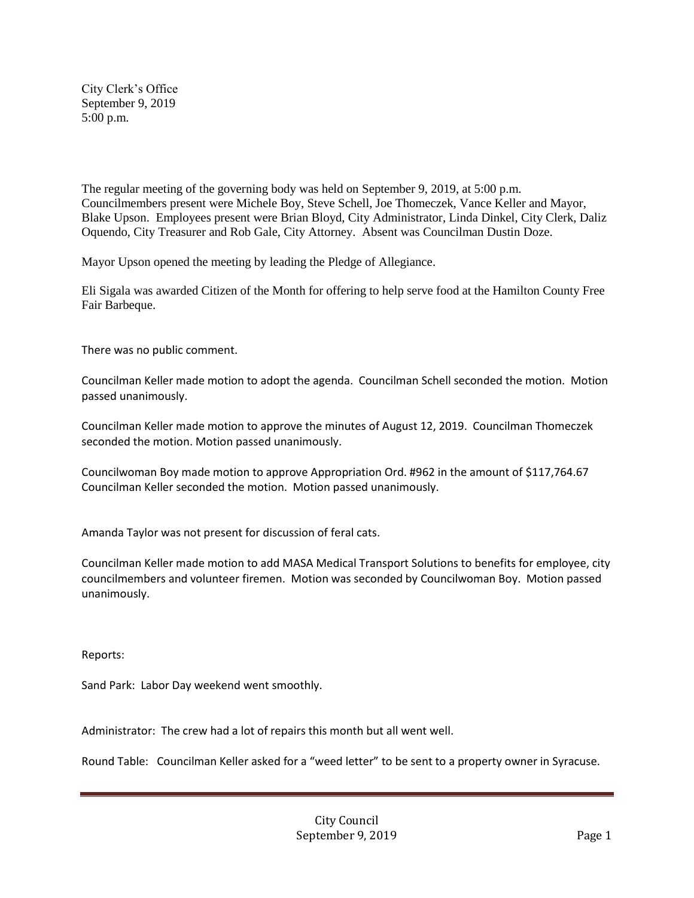City Clerk's Office
September 9, 2019
5:00 p.m.

The regular meeting of the governing body was held on September 9, 2019, at 5:00 p.m. Councilmembers present were Michele Boy, Steve Schell, Joe Thomeczek, Vance Keller and Mayor, Blake Upson. Employees present were Brian Bloyd, City Administrator, Linda Dinkel, City Clerk, Daliz Oquendo, City Treasurer and Rob Gale, City Attorney. Absent was Councilman Dustin Doze.

Mayor Upson opened the meeting by leading the Pledge of Allegiance.

Eli Sigala was awarded Citizen of the Month for offering to help serve food at the Hamilton County Free Fair Barbeque.

There was no public comment.

Councilman Keller made motion to adopt the agenda. Councilman Schell seconded the motion. Motion passed unanimously.

Councilman Keller made motion to approve the minutes of August 12, 2019. Councilman Thomeczek seconded the motion. Motion passed unanimously.

Councilwoman Boy made motion to approve Appropriation Ord. #962 in the amount of $117,764.67 Councilman Keller seconded the motion. Motion passed unanimously.

Amanda Taylor was not present for discussion of feral cats.

Councilman Keller made motion to add MASA Medical Transport Solutions to benefits for employee, city councilmembers and volunteer firemen. Motion was seconded by Councilwoman Boy. Motion passed unanimously.

Reports:

Sand Park: Labor Day weekend went smoothly.

Administrator: The crew had a lot of repairs this month but all went well.

Round Table: Councilman Keller asked for a "weed letter" to be sent to a property owner in Syracuse.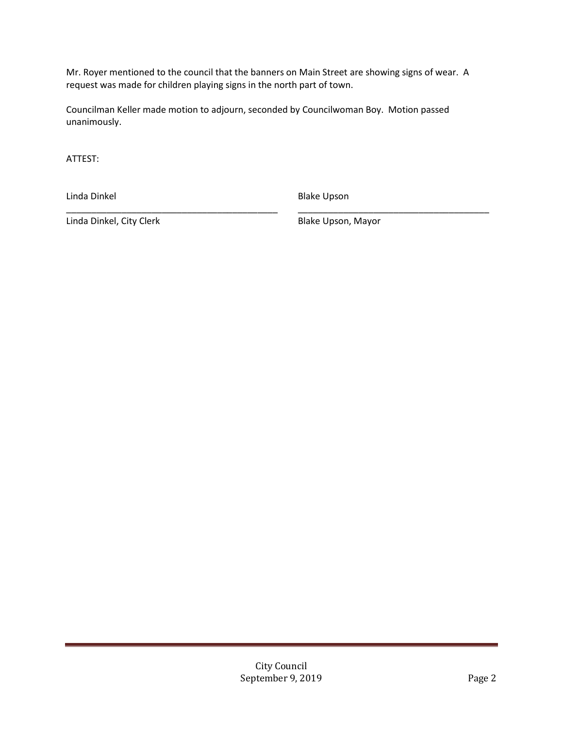Mr. Royer mentioned to the council that the banners on Main Street are showing signs of wear. A request was made for children playing signs in the north part of town.

Councilman Keller made motion to adjourn, seconded by Councilwoman Boy. Motion passed unanimously.

ATTEST:

| | |
|---|---|
| Linda Dinkel | Blake Upson |
| ____________________________________________ | ____________________________________________ |
| Linda Dinkel, City Clerk | Blake Upson, Mayor |